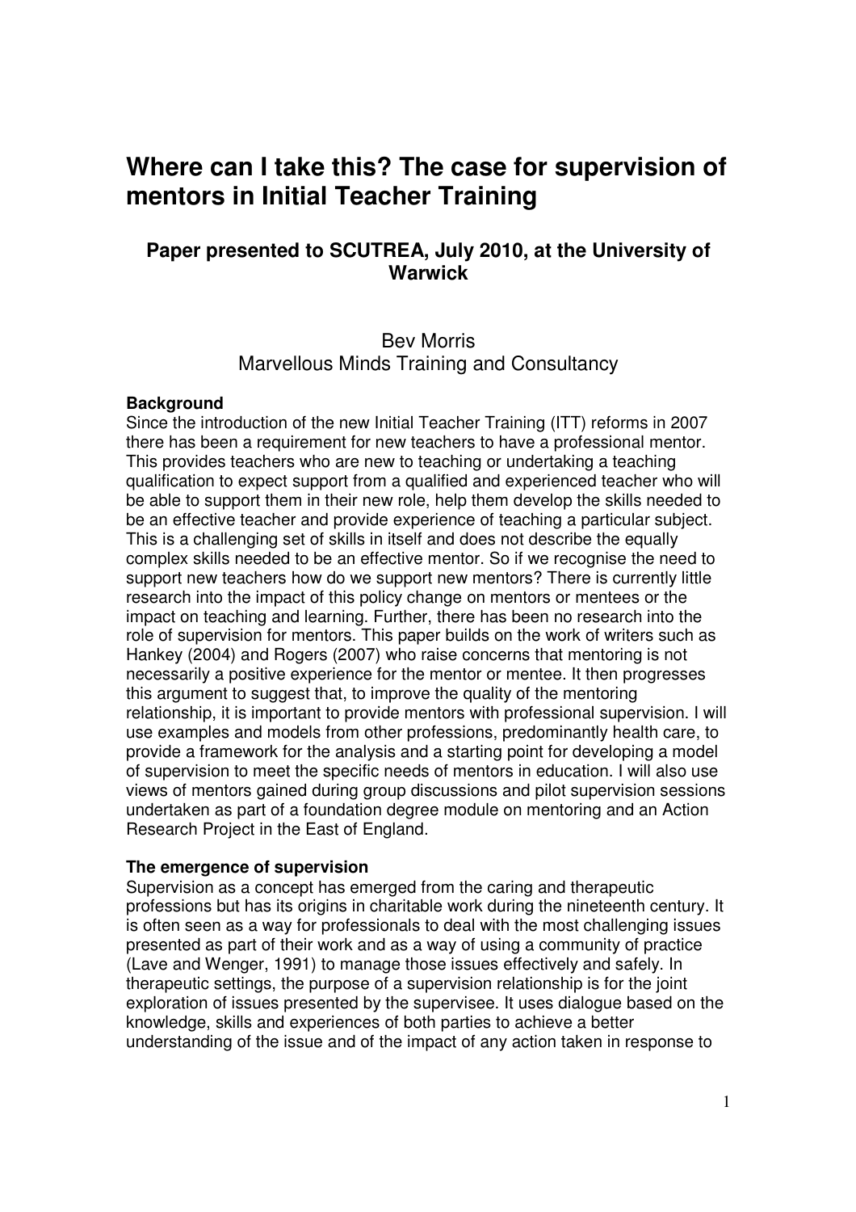# Where can I take this? The case for supervision of mentors in Initial Teacher Training

## Paper presented to SCUTREA, July 2010, at the University of Warwick

Bev Morris
Marvellous Minds Training and Consultancy

**Background**

Since the introduction of the new Initial Teacher Training (ITT) reforms in 2007 there has been a requirement for new teachers to have a professional mentor. This provides teachers who are new to teaching or undertaking a teaching qualification to expect support from a qualified and experienced teacher who will be able to support them in their new role, help them develop the skills needed to be an effective teacher and provide experience of teaching a particular subject. This is a challenging set of skills in itself and does not describe the equally complex skills needed to be an effective mentor. So if we recognise the need to support new teachers how do we support new mentors? There is currently little research into the impact of this policy change on mentors or mentees or the impact on teaching and learning. Further, there has been no research into the role of supervision for mentors. This paper builds on the work of writers such as Hankey (2004) and Rogers (2007) who raise concerns that mentoring is not necessarily a positive experience for the mentor or mentee. It then progresses this argument to suggest that, to improve the quality of the mentoring relationship, it is important to provide mentors with professional supervision. I will use examples and models from other professions, predominantly health care, to provide a framework for the analysis and a starting point for developing a model of supervision to meet the specific needs of mentors in education. I will also use views of mentors gained during group discussions and pilot supervision sessions undertaken as part of a foundation degree module on mentoring and an Action Research Project in the East of England.

**The emergence of supervision**

Supervision as a concept has emerged from the caring and therapeutic professions but has its origins in charitable work during the nineteenth century. It is often seen as a way for professionals to deal with the most challenging issues presented as part of their work and as a way of using a community of practice (Lave and Wenger, 1991) to manage those issues effectively and safely. In therapeutic settings, the purpose of a supervision relationship is for the joint exploration of issues presented by the supervisee. It uses dialogue based on the knowledge, skills and experiences of both parties to achieve a better understanding of the issue and of the impact of any action taken in response to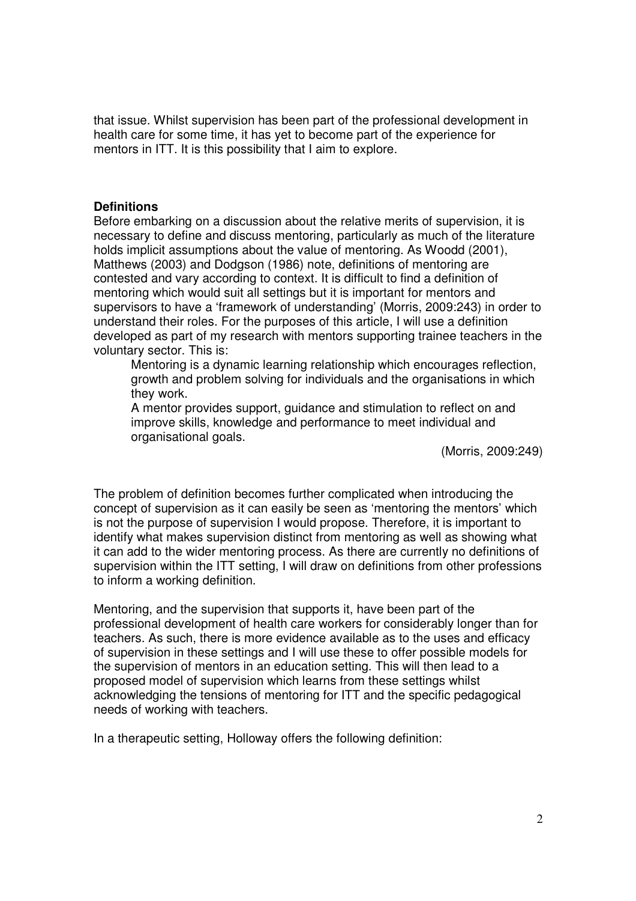that issue. Whilst supervision has been part of the professional development in health care for some time, it has yet to become part of the experience for mentors in ITT. It is this possibility that I aim to explore.

**Definitions**

Before embarking on a discussion about the relative merits of supervision, it is necessary to define and discuss mentoring, particularly as much of the literature holds implicit assumptions about the value of mentoring. As Woodd (2001), Matthews (2003) and Dodgson (1986) note, definitions of mentoring are contested and vary according to context. It is difficult to find a definition of mentoring which would suit all settings but it is important for mentors and supervisors to have a 'framework of understanding' (Morris, 2009:243) in order to understand their roles. For the purposes of this article, I will use a definition developed as part of my research with mentors supporting trainee teachers in the voluntary sector. This is:

> Mentoring is a dynamic learning relationship which encourages reflection, growth and problem solving for individuals and the organisations in which they work.
>
> A mentor provides support, guidance and stimulation to reflect on and improve skills, knowledge and performance to meet individual and organisational goals.
>
> (Morris, 2009:249)

The problem of definition becomes further complicated when introducing the concept of supervision as it can easily be seen as 'mentoring the mentors' which is not the purpose of supervision I would propose. Therefore, it is important to identify what makes supervision distinct from mentoring as well as showing what it can add to the wider mentoring process. As there are currently no definitions of supervision within the ITT setting, I will draw on definitions from other professions to inform a working definition.

Mentoring, and the supervision that supports it, have been part of the professional development of health care workers for considerably longer than for teachers. As such, there is more evidence available as to the uses and efficacy of supervision in these settings and I will use these to offer possible models for the supervision of mentors in an education setting. This will then lead to a proposed model of supervision which learns from these settings whilst acknowledging the tensions of mentoring for ITT and the specific pedagogical needs of working with teachers.

In a therapeutic setting, Holloway offers the following definition: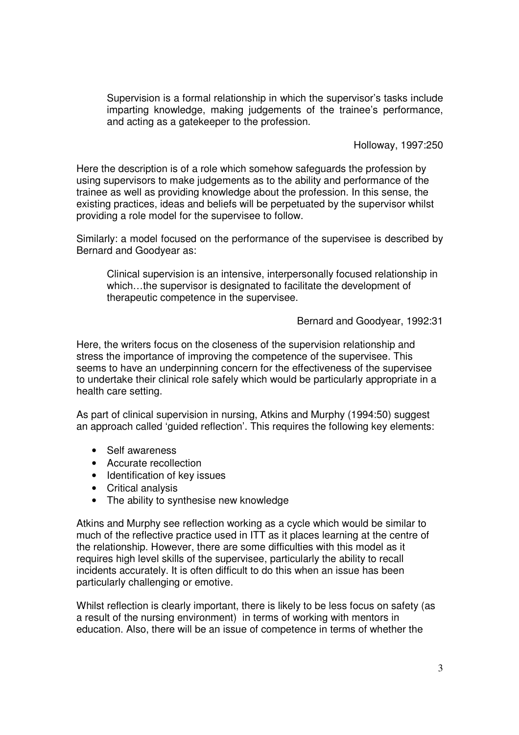> Supervision is a formal relationship in which the supervisor's tasks include imparting knowledge, making judgements of the trainee's performance, and acting as a gatekeeper to the profession.
>
> Holloway, 1997:250

Here the description is of a role which somehow safeguards the profession by using supervisors to make judgements as to the ability and performance of the trainee as well as providing knowledge about the profession. In this sense, the existing practices, ideas and beliefs will be perpetuated by the supervisor whilst providing a role model for the supervisee to follow.

Similarly: a model focused on the performance of the supervisee is described by Bernard and Goodyear as:

> Clinical supervision is an intensive, interpersonally focused relationship in which…the supervisor is designated to facilitate the development of therapeutic competence in the supervisee.
>
> Bernard and Goodyear, 1992:31

Here, the writers focus on the closeness of the supervision relationship and stress the importance of improving the competence of the supervisee. This seems to have an underpinning concern for the effectiveness of the supervisee to undertake their clinical role safely which would be particularly appropriate in a health care setting.

As part of clinical supervision in nursing, Atkins and Murphy (1994:50) suggest an approach called 'guided reflection'. This requires the following key elements:

- Self awareness
- Accurate recollection
- Identification of key issues
- Critical analysis
- The ability to synthesise new knowledge

Atkins and Murphy see reflection working as a cycle which would be similar to much of the reflective practice used in ITT as it places learning at the centre of the relationship. However, there are some difficulties with this model as it requires high level skills of the supervisee, particularly the ability to recall incidents accurately. It is often difficult to do this when an issue has been particularly challenging or emotive.

Whilst reflection is clearly important, there is likely to be less focus on safety (as a result of the nursing environment) in terms of working with mentors in education. Also, there will be an issue of competence in terms of whether the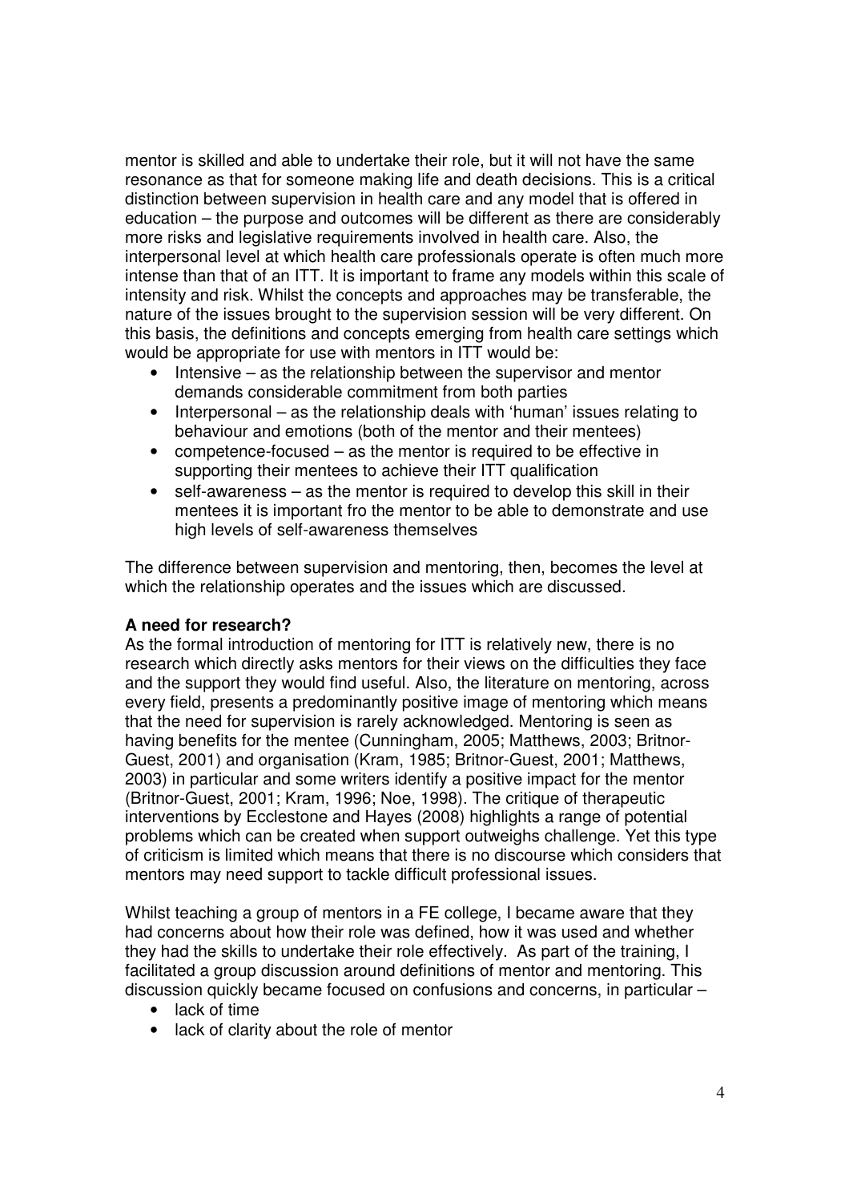mentor is skilled and able to undertake their role, but it will not have the same resonance as that for someone making life and death decisions. This is a critical distinction between supervision in health care and any model that is offered in education – the purpose and outcomes will be different as there are considerably more risks and legislative requirements involved in health care. Also, the interpersonal level at which health care professionals operate is often much more intense than that of an ITT. It is important to frame any models within this scale of intensity and risk. Whilst the concepts and approaches may be transferable, the nature of the issues brought to the supervision session will be very different. On this basis, the definitions and concepts emerging from health care settings which would be appropriate for use with mentors in ITT would be:

- Intensive – as the relationship between the supervisor and mentor demands considerable commitment from both parties
- Interpersonal – as the relationship deals with 'human' issues relating to behaviour and emotions (both of the mentor and their mentees)
- competence-focused – as the mentor is required to be effective in supporting their mentees to achieve their ITT qualification
- self-awareness – as the mentor is required to develop this skill in their mentees it is important fro the mentor to be able to demonstrate and use high levels of self-awareness themselves

The difference between supervision and mentoring, then, becomes the level at which the relationship operates and the issues which are discussed.

**A need for research?**

As the formal introduction of mentoring for ITT is relatively new, there is no research which directly asks mentors for their views on the difficulties they face and the support they would find useful. Also, the literature on mentoring, across every field, presents a predominantly positive image of mentoring which means that the need for supervision is rarely acknowledged. Mentoring is seen as having benefits for the mentee (Cunningham, 2005; Matthews, 2003; Britnor-Guest, 2001) and organisation (Kram, 1985; Britnor-Guest, 2001; Matthews, 2003) in particular and some writers identify a positive impact for the mentor (Britnor-Guest, 2001; Kram, 1996; Noe, 1998). The critique of therapeutic interventions by Ecclestone and Hayes (2008) highlights a range of potential problems which can be created when support outweighs challenge. Yet this type of criticism is limited which means that there is no discourse which considers that mentors may need support to tackle difficult professional issues.

Whilst teaching a group of mentors in a FE college, I became aware that they had concerns about how their role was defined, how it was used and whether they had the skills to undertake their role effectively. As part of the training, I facilitated a group discussion around definitions of mentor and mentoring. This discussion quickly became focused on confusions and concerns, in particular –

- lack of time
- lack of clarity about the role of mentor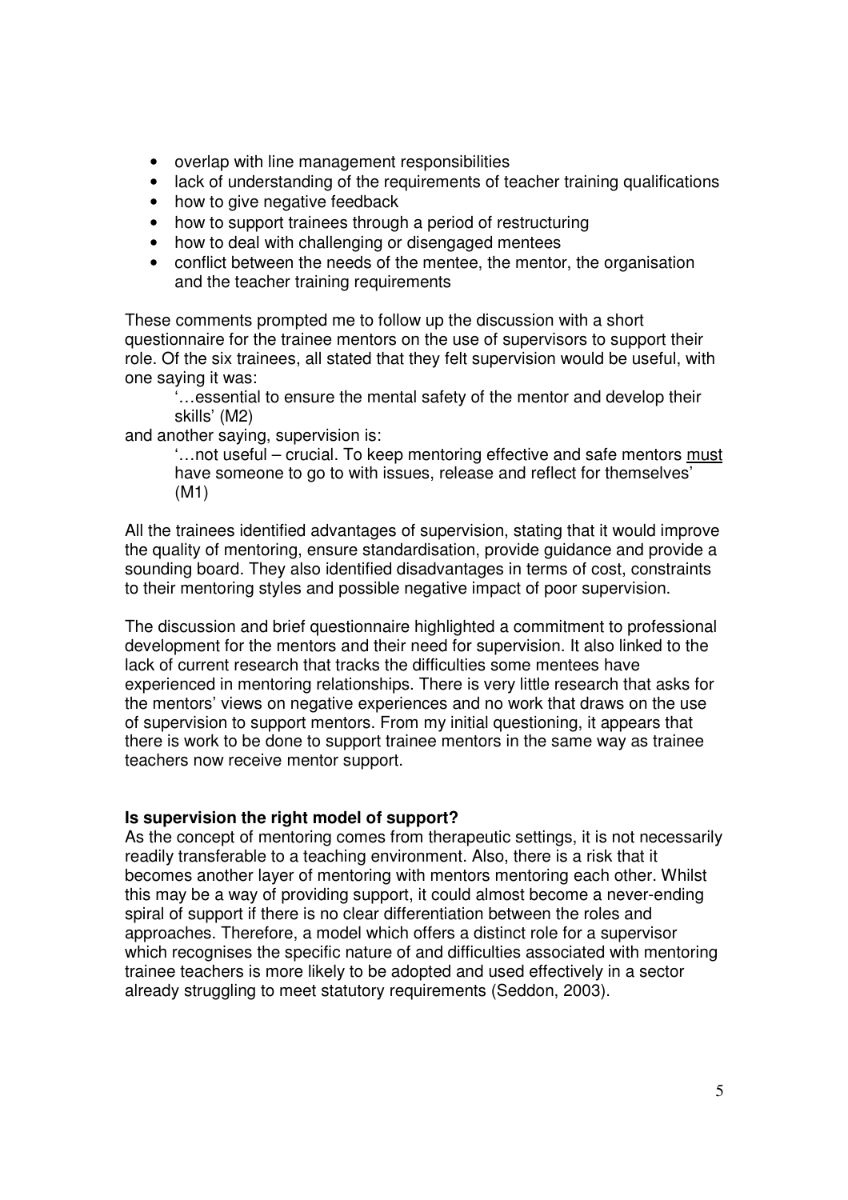- overlap with line management responsibilities
- lack of understanding of the requirements of teacher training qualifications
- how to give negative feedback
- how to support trainees through a period of restructuring
- how to deal with challenging or disengaged mentees
- conflict between the needs of the mentee, the mentor, the organisation and the teacher training requirements

These comments prompted me to follow up the discussion with a short questionnaire for the trainee mentors on the use of supervisors to support their role. Of the six trainees, all stated that they felt supervision would be useful, with one saying it was:

> '…essential to ensure the mental safety of the mentor and develop their skills' (M2)

and another saying, supervision is:

> '…not useful – crucial. To keep mentoring effective and safe mentors <u>must</u> have someone to go to with issues, release and reflect for themselves' (M1)

All the trainees identified advantages of supervision, stating that it would improve the quality of mentoring, ensure standardisation, provide guidance and provide a sounding board. They also identified disadvantages in terms of cost, constraints to their mentoring styles and possible negative impact of poor supervision.

The discussion and brief questionnaire highlighted a commitment to professional development for the mentors and their need for supervision. It also linked to the lack of current research that tracks the difficulties some mentees have experienced in mentoring relationships. There is very little research that asks for the mentors' views on negative experiences and no work that draws on the use of supervision to support mentors. From my initial questioning, it appears that there is work to be done to support trainee mentors in the same way as trainee teachers now receive mentor support.

**Is supervision the right model of support?**

As the concept of mentoring comes from therapeutic settings, it is not necessarily readily transferable to a teaching environment. Also, there is a risk that it becomes another layer of mentoring with mentors mentoring each other. Whilst this may be a way of providing support, it could almost become a never-ending spiral of support if there is no clear differentiation between the roles and approaches. Therefore, a model which offers a distinct role for a supervisor which recognises the specific nature of and difficulties associated with mentoring trainee teachers is more likely to be adopted and used effectively in a sector already struggling to meet statutory requirements (Seddon, 2003).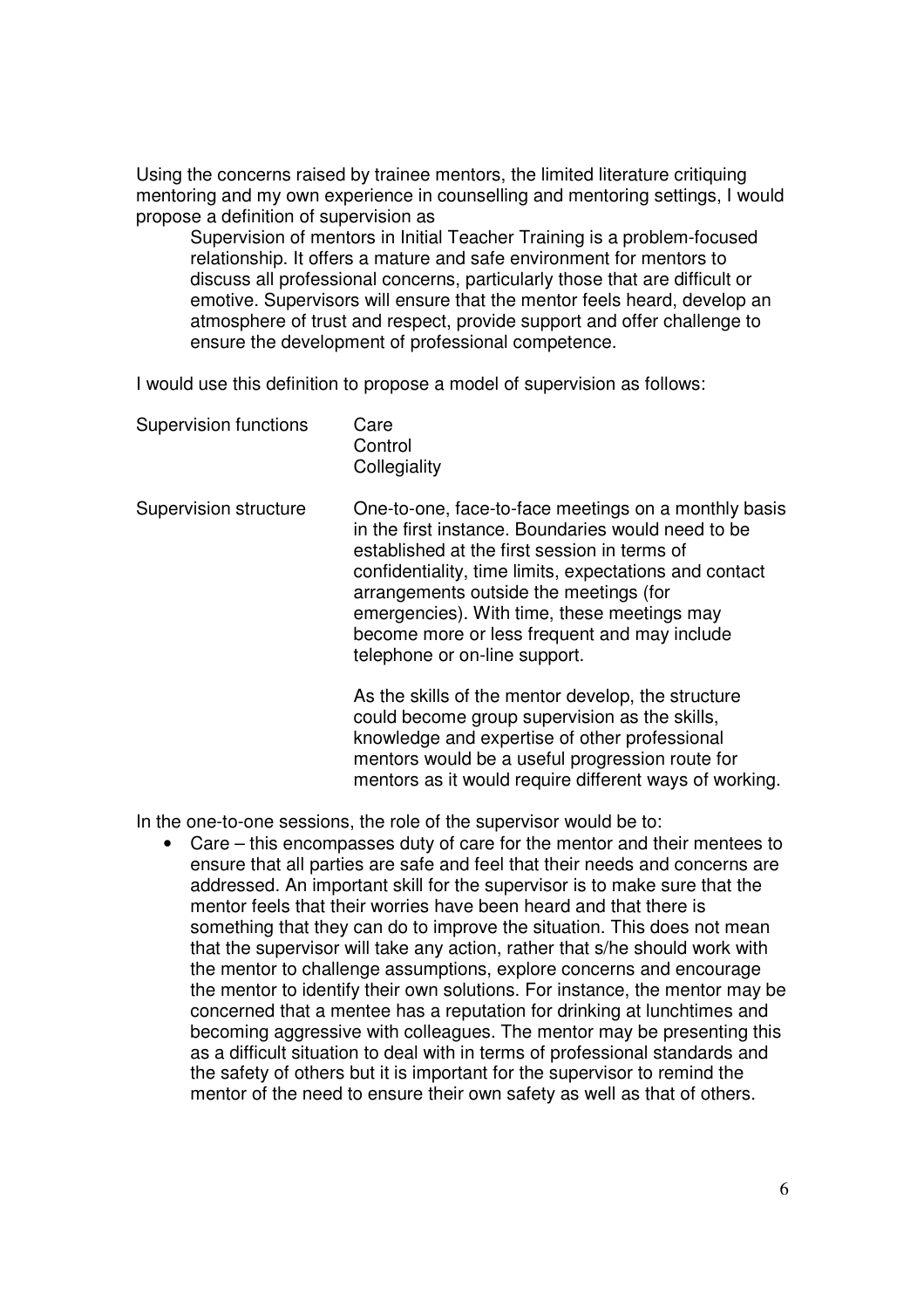Using the concerns raised by trainee mentors, the limited literature critiquing mentoring and my own experience in counselling and mentoring settings, I would propose a definition of supervision as

> Supervision of mentors in Initial Teacher Training is a problem-focused relationship. It offers a mature and safe environment for mentors to discuss all professional concerns, particularly those that are difficult or emotive. Supervisors will ensure that the mentor feels heard, develop an atmosphere of trust and respect, provide support and offer challenge to ensure the development of professional competence.

I would use this definition to propose a model of supervision as follows:

| | |
|---|---|
| Supervision functions | Care<br>Control<br>Collegiality |
| Supervision structure | One-to-one, face-to-face meetings on a monthly basis in the first instance. Boundaries would need to be established at the first session in terms of confidentiality, time limits, expectations and contact arrangements outside the meetings (for emergencies). With time, these meetings may become more or less frequent and may include telephone or on-line support.<br><br>As the skills of the mentor develop, the structure could become group supervision as the skills, knowledge and expertise of other professional mentors would be a useful progression route for mentors as it would require different ways of working. |

In the one-to-one sessions, the role of the supervisor would be to:

- Care – this encompasses duty of care for the mentor and their mentees to ensure that all parties are safe and feel that their needs and concerns are addressed. An important skill for the supervisor is to make sure that the mentor feels that their worries have been heard and that there is something that they can do to improve the situation. This does not mean that the supervisor will take any action, rather that s/he should work with the mentor to challenge assumptions, explore concerns and encourage the mentor to identify their own solutions. For instance, the mentor may be concerned that a mentee has a reputation for drinking at lunchtimes and becoming aggressive with colleagues. The mentor may be presenting this as a difficult situation to deal with in terms of professional standards and the safety of others but it is important for the supervisor to remind the mentor of the need to ensure their own safety as well as that of others.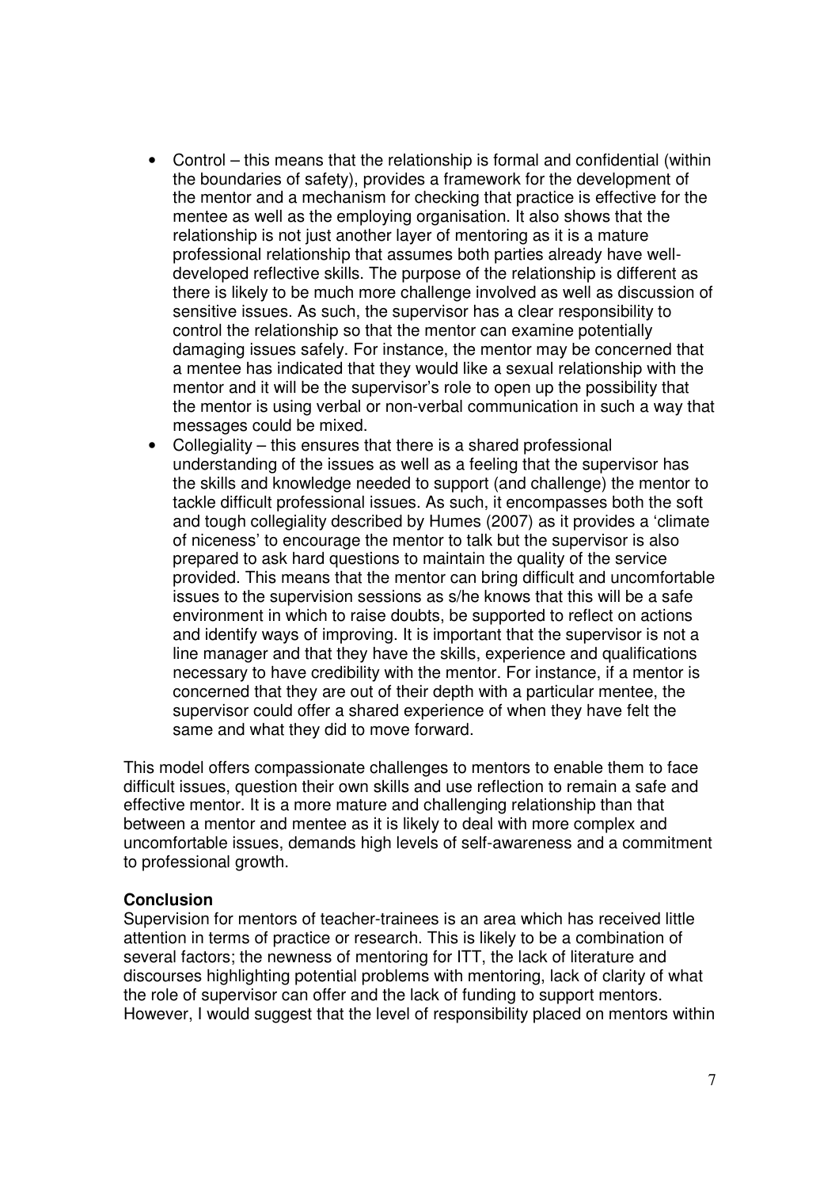- Control – this means that the relationship is formal and confidential (within the boundaries of safety), provides a framework for the development of the mentor and a mechanism for checking that practice is effective for the mentee as well as the employing organisation. It also shows that the relationship is not just another layer of mentoring as it is a mature professional relationship that assumes both parties already have well-developed reflective skills. The purpose of the relationship is different as there is likely to be much more challenge involved as well as discussion of sensitive issues. As such, the supervisor has a clear responsibility to control the relationship so that the mentor can examine potentially damaging issues safely. For instance, the mentor may be concerned that a mentee has indicated that they would like a sexual relationship with the mentor and it will be the supervisor's role to open up the possibility that the mentor is using verbal or non-verbal communication in such a way that messages could be mixed.
- Collegiality – this ensures that there is a shared professional understanding of the issues as well as a feeling that the supervisor has the skills and knowledge needed to support (and challenge) the mentor to tackle difficult professional issues. As such, it encompasses both the soft and tough collegiality described by Humes (2007) as it provides a 'climate of niceness' to encourage the mentor to talk but the supervisor is also prepared to ask hard questions to maintain the quality of the service provided. This means that the mentor can bring difficult and uncomfortable issues to the supervision sessions as s/he knows that this will be a safe environment in which to raise doubts, be supported to reflect on actions and identify ways of improving. It is important that the supervisor is not a line manager and that they have the skills, experience and qualifications necessary to have credibility with the mentor. For instance, if a mentor is concerned that they are out of their depth with a particular mentee, the supervisor could offer a shared experience of when they have felt the same and what they did to move forward.

This model offers compassionate challenges to mentors to enable them to face difficult issues, question their own skills and use reflection to remain a safe and effective mentor. It is a more mature and challenging relationship than that between a mentor and mentee as it is likely to deal with more complex and uncomfortable issues, demands high levels of self-awareness and a commitment to professional growth.

**Conclusion**

Supervision for mentors of teacher-trainees is an area which has received little attention in terms of practice or research. This is likely to be a combination of several factors; the newness of mentoring for ITT, the lack of literature and discourses highlighting potential problems with mentoring, lack of clarity of what the role of supervisor can offer and the lack of funding to support mentors. However, I would suggest that the level of responsibility placed on mentors within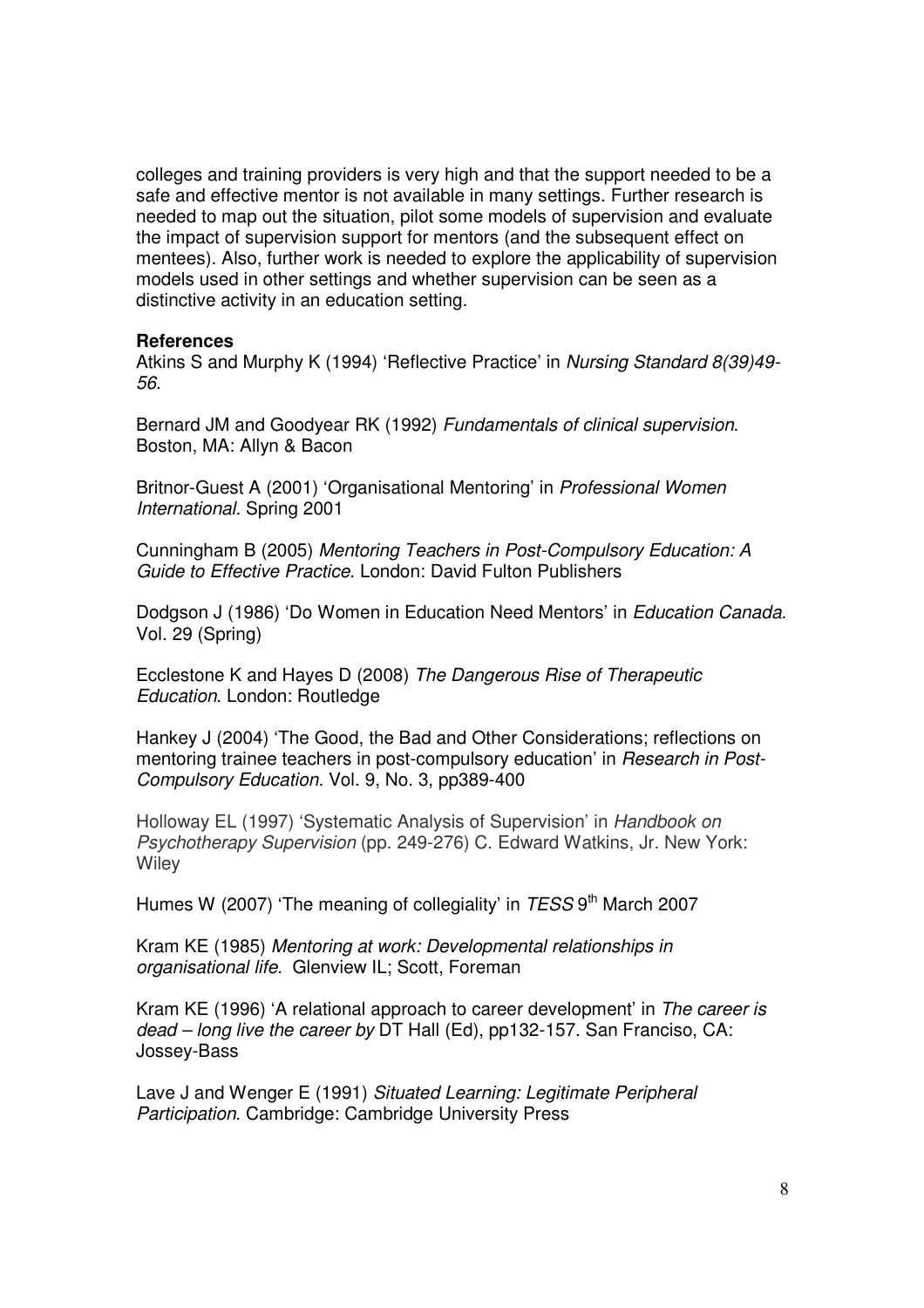colleges and training providers is very high and that the support needed to be a safe and effective mentor is not available in many settings. Further research is needed to map out the situation, pilot some models of supervision and evaluate the impact of supervision support for mentors (and the subsequent effect on mentees). Also, further work is needed to explore the applicability of supervision models used in other settings and whether supervision can be seen as a distinctive activity in an education setting.

**References**

Atkins S and Murphy K (1994) 'Reflective Practice' in *Nursing Standard 8(39)49-56.*

Bernard JM and Goodyear RK (1992) *Fundamentals of clinical supervision*. Boston, MA: Allyn & Bacon

Britnor-Guest A (2001) 'Organisational Mentoring' in *Professional Women International.* Spring 2001

Cunningham B (2005) *Mentoring Teachers in Post-Compulsory Education: A Guide to Effective Practice*. London: David Fulton Publishers

Dodgson J (1986) 'Do Women in Education Need Mentors' in *Education Canada.* Vol. 29 (Spring)

Ecclestone K and Hayes D (2008) *The Dangerous Rise of Therapeutic Education*. London: Routledge

Hankey J (2004) 'The Good, the Bad and Other Considerations; reflections on mentoring trainee teachers in post-compulsory education' in *Research in Post-Compulsory Education.* Vol. 9, No. 3, pp389-400

Holloway EL (1997) 'Systematic Analysis of Supervision' in *Handbook on Psychotherapy Supervision* (pp. 249-276) C. Edward Watkins, Jr. New York: Wiley

Humes W (2007) 'The meaning of collegiality' in *TESS* 9th March 2007

Kram KE (1985) *Mentoring at work: Developmental relationships in organisational life.* Glenview IL; Scott, Foreman

Kram KE (1996) 'A relational approach to career development' in *The career is dead – long live the career by* DT Hall (Ed), pp132-157. San Franciso, CA: Jossey-Bass

Lave J and Wenger E (1991) *Situated Learning: Legitimate Peripheral Participation*. Cambridge: Cambridge University Press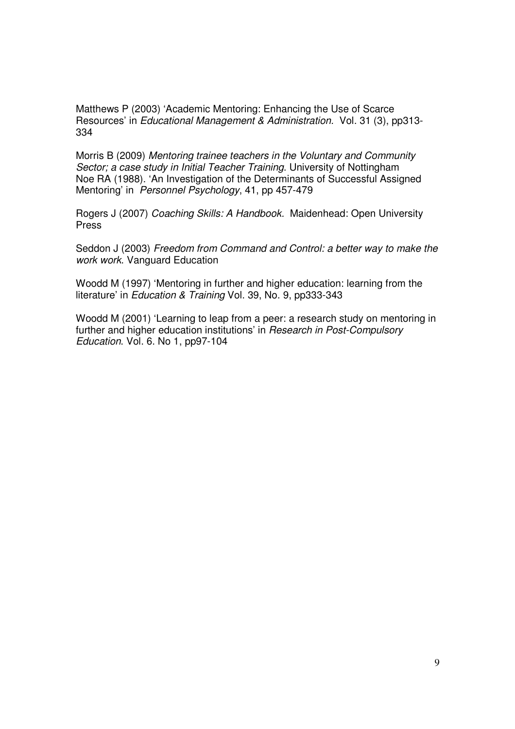Matthews P (2003) 'Academic Mentoring: Enhancing the Use of Scarce Resources' in *Educational Management & Administration*. Vol. 31 (3), pp313-334

Morris B (2009) *Mentoring trainee teachers in the Voluntary and Community Sector; a case study in Initial Teacher Training*. University of Nottingham
Noe RA (1988). 'An Investigation of the Determinants of Successful Assigned Mentoring' in *Personnel Psychology*, 41, pp 457-479

Rogers J (2007) *Coaching Skills: A Handbook*. Maidenhead: Open University Press

Seddon J (2003) *Freedom from Command and Control: a better way to make the work work*. Vanguard Education

Woodd M (1997) 'Mentoring in further and higher education: learning from the literature' in *Education & Training* Vol. 39, No. 9, pp333-343

Woodd M (2001) 'Learning to leap from a peer: a research study on mentoring in further and higher education institutions' in *Research in Post-Compulsory Education*. Vol. 6. No 1, pp97-104